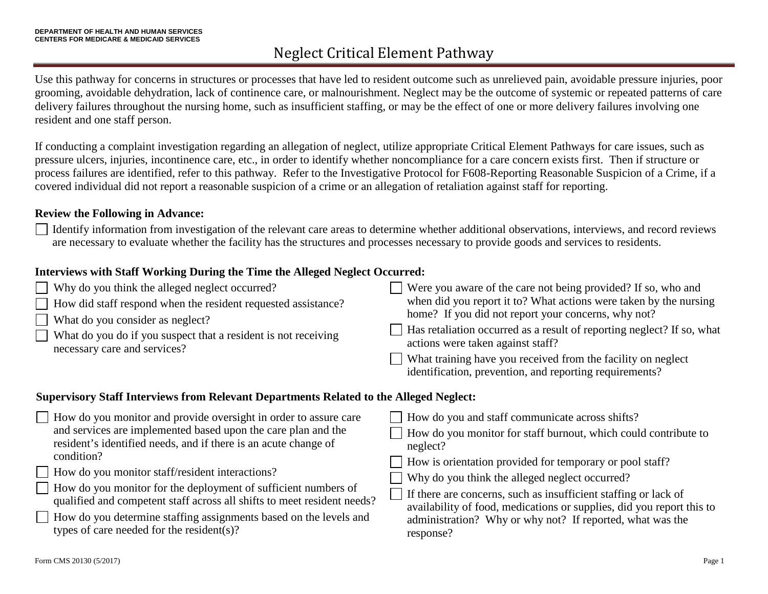DEPARTMENT OF HEALTH AND HUMAN SERVICES
CENTERS FOR MEDICARE & MEDICAID SERVICES

# Neglect Critical Element Pathway

Use this pathway for concerns in structures or processes that have led to resident outcome such as unrelieved pain, avoidable pressure injuries, poor grooming, avoidable dehydration, lack of continence care, or malnourishment. Neglect may be the outcome of systemic or repeated patterns of care delivery failures throughout the nursing home, such as insufficient staffing, or may be the effect of one or more delivery failures involving one resident and one staff person.

If conducting a complaint investigation regarding an allegation of neglect, utilize appropriate Critical Element Pathways for care issues, such as pressure ulcers, injuries, incontinence care, etc., in order to identify whether noncompliance for a care concern exists first. Then if structure or process failures are identified, refer to this pathway. Refer to the Investigative Protocol for F608-Reporting Reasonable Suspicion of a Crime, if a covered individual did not report a reasonable suspicion of a crime or an allegation of retaliation against staff for reporting.

**Review the Following in Advance:**

- ☐ Identify information from investigation of the relevant care areas to determine whether additional observations, interviews, and record reviews are necessary to evaluate whether the facility has the structures and processes necessary to provide goods and services to residents.

**Interviews with Staff Working During the Time the Alleged Neglect Occurred:**

- ☐ Why do you think the alleged neglect occurred?
- ☐ How did staff respond when the resident requested assistance?
- ☐ What do you consider as neglect?
- ☐ What do you do if you suspect that a resident is not receiving necessary care and services?
- ☐ Were you aware of the care not being provided? If so, who and when did you report it to? What actions were taken by the nursing home? If you did not report your concerns, why not?
- ☐ Has retaliation occurred as a result of reporting neglect? If so, what actions were taken against staff?
- ☐ What training have you received from the facility on neglect identification, prevention, and reporting requirements?

**Supervisory Staff Interviews from Relevant Departments Related to the Alleged Neglect:**

- ☐ How do you monitor and provide oversight in order to assure care and services are implemented based upon the care plan and the resident's identified needs, and if there is an acute change of condition?
- ☐ How do you monitor staff/resident interactions?
- ☐ How do you monitor for the deployment of sufficient numbers of qualified and competent staff across all shifts to meet resident needs?
- ☐ How do you determine staffing assignments based on the levels and types of care needed for the resident(s)?
- ☐ How do you and staff communicate across shifts?
- ☐ How do you monitor for staff burnout, which could contribute to neglect?
- ☐ How is orientation provided for temporary or pool staff?
- ☐ Why do you think the alleged neglect occurred?
- ☐ If there are concerns, such as insufficient staffing or lack of availability of food, medications or supplies, did you report this to administration? Why or why not? If reported, what was the response?

Form CMS 20130 (5/2017)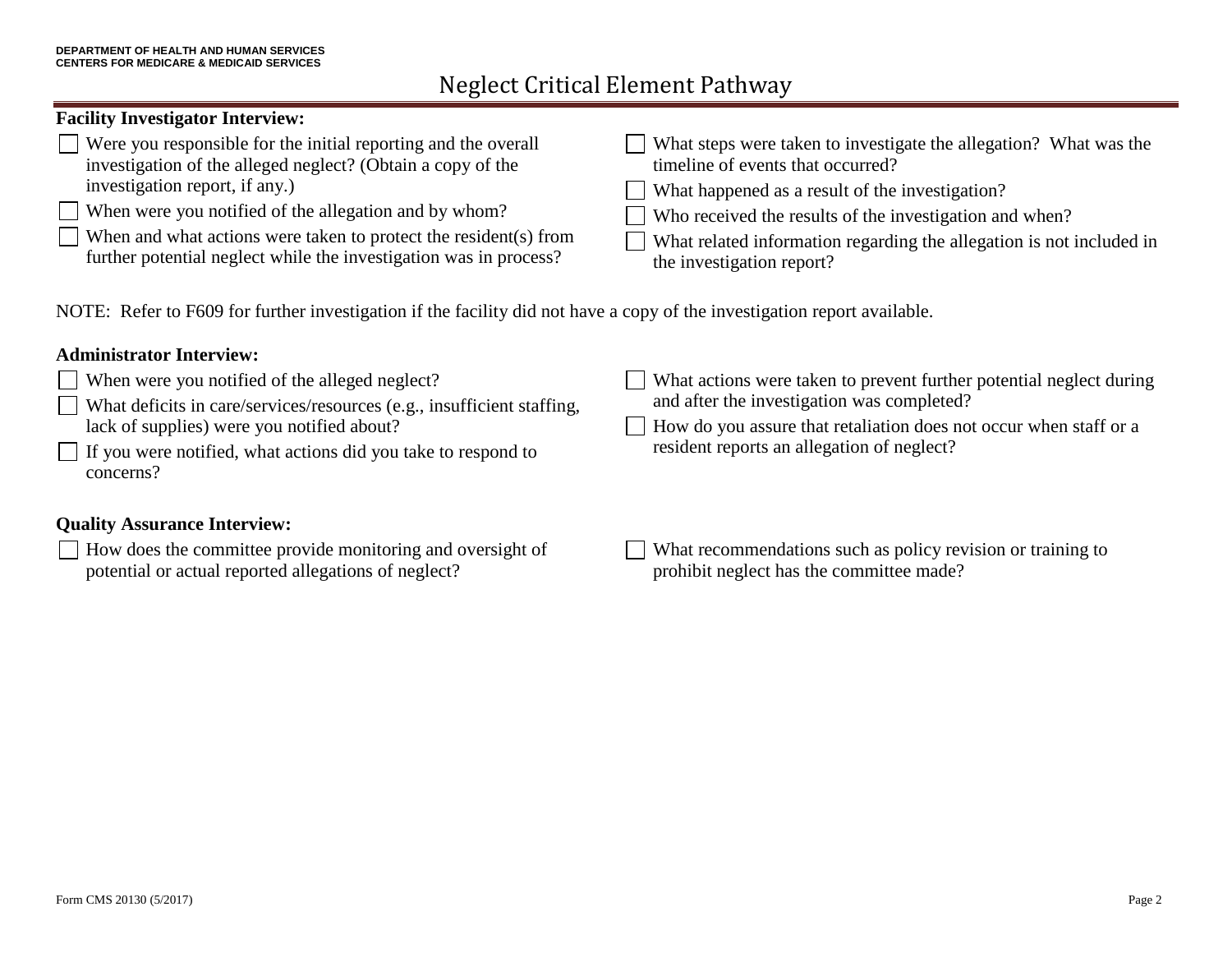# Neglect Critical Element Pathway

**Facility Investigator Interview:**

- [ ] Were you responsible for the initial reporting and the overall investigation of the alleged neglect? (Obtain a copy of the investigation report, if any.)
- [ ] When were you notified of the allegation and by whom?
- [ ] When and what actions were taken to protect the resident(s) from further potential neglect while the investigation was in process?
- [ ] What steps were taken to investigate the allegation? What was the timeline of events that occurred?
- [ ] What happened as a result of the investigation?
- [ ] Who received the results of the investigation and when?
- [ ] What related information regarding the allegation is not included in the investigation report?

NOTE: Refer to F609 for further investigation if the facility did not have a copy of the investigation report available.

**Administrator Interview:**

- [ ] When were you notified of the alleged neglect?
- [ ] What deficits in care/services/resources (e.g., insufficient staffing, lack of supplies) were you notified about?
- [ ] If you were notified, what actions did you take to respond to concerns?
- [ ] What actions were taken to prevent further potential neglect during and after the investigation was completed?
- [ ] How do you assure that retaliation does not occur when staff or a resident reports an allegation of neglect?

**Quality Assurance Interview:**

- [ ] How does the committee provide monitoring and oversight of potential or actual reported allegations of neglect?
- [ ] What recommendations such as policy revision or training to prohibit neglect has the committee made?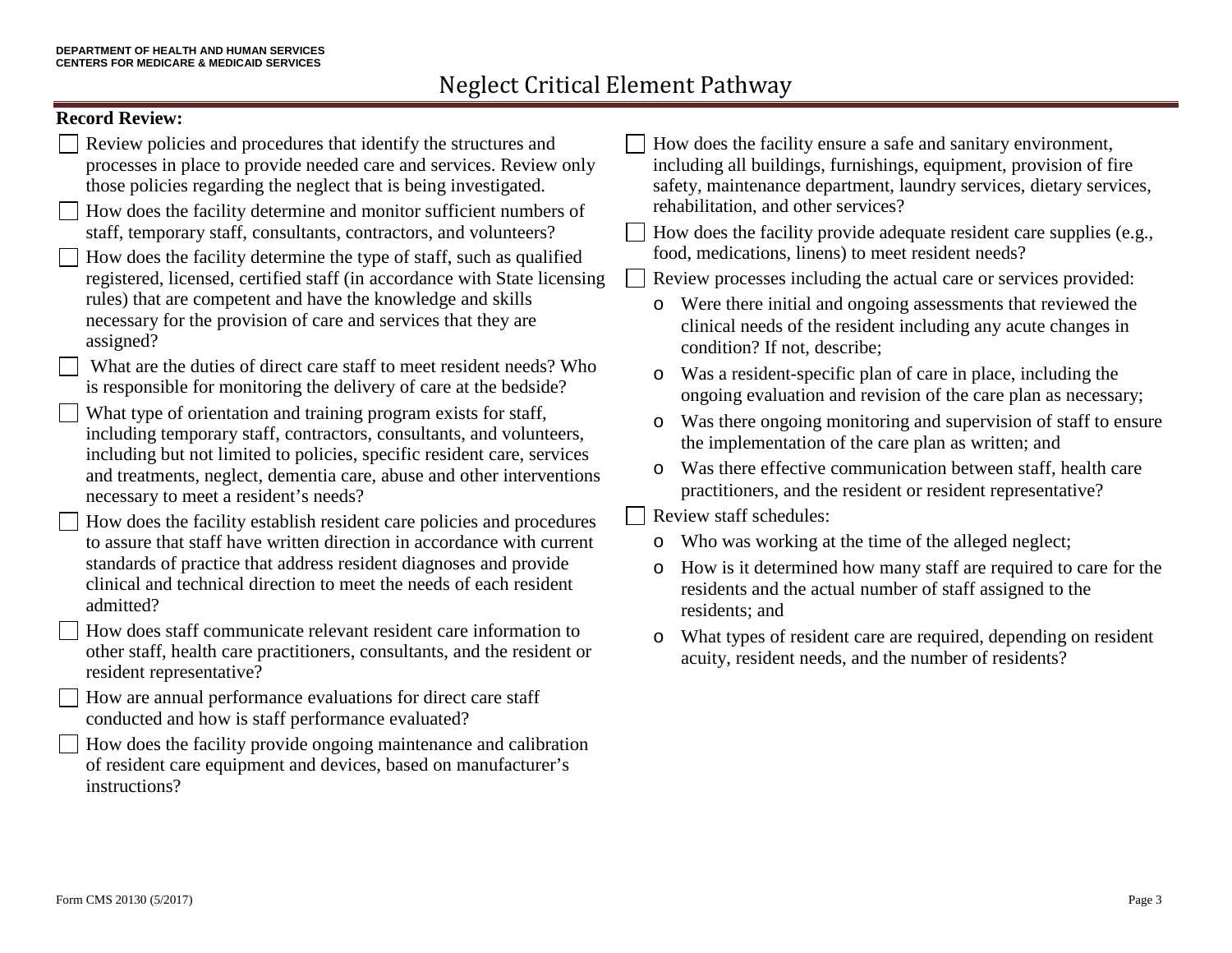# Neglect Critical Element Pathway

**Record Review:**

- ☐ Review policies and procedures that identify the structures and processes in place to provide needed care and services. Review only those policies regarding the neglect that is being investigated.
- ☐ How does the facility determine and monitor sufficient numbers of staff, temporary staff, consultants, contractors, and volunteers?
- ☐ How does the facility determine the type of staff, such as qualified registered, licensed, certified staff (in accordance with State licensing rules) that are competent and have the knowledge and skills necessary for the provision of care and services that they are assigned?
- ☐ What are the duties of direct care staff to meet resident needs? Who is responsible for monitoring the delivery of care at the bedside?
- ☐ What type of orientation and training program exists for staff, including temporary staff, contractors, consultants, and volunteers, including but not limited to policies, specific resident care, services and treatments, neglect, dementia care, abuse and other interventions necessary to meet a resident's needs?
- ☐ How does the facility establish resident care policies and procedures to assure that staff have written direction in accordance with current standards of practice that address resident diagnoses and provide clinical and technical direction to meet the needs of each resident admitted?
- ☐ How does staff communicate relevant resident care information to other staff, health care practitioners, consultants, and the resident or resident representative?
- ☐ How are annual performance evaluations for direct care staff conducted and how is staff performance evaluated?
- ☐ How does the facility provide ongoing maintenance and calibration of resident care equipment and devices, based on manufacturer's instructions?
- ☐ How does the facility ensure a safe and sanitary environment, including all buildings, furnishings, equipment, provision of fire safety, maintenance department, laundry services, dietary services, rehabilitation, and other services?
- ☐ How does the facility provide adequate resident care supplies (e.g., food, medications, linens) to meet resident needs?
- ☐ Review processes including the actual care or services provided:
  - Were there initial and ongoing assessments that reviewed the clinical needs of the resident including any acute changes in condition? If not, describe;
  - Was a resident-specific plan of care in place, including the ongoing evaluation and revision of the care plan as necessary;
  - Was there ongoing monitoring and supervision of staff to ensure the implementation of the care plan as written; and
  - Was there effective communication between staff, health care practitioners, and the resident or resident representative?
- ☐ Review staff schedules:
  - Who was working at the time of the alleged neglect;
  - How is it determined how many staff are required to care for the residents and the actual number of staff assigned to the residents; and
  - What types of resident care are required, depending on resident acuity, resident needs, and the number of residents?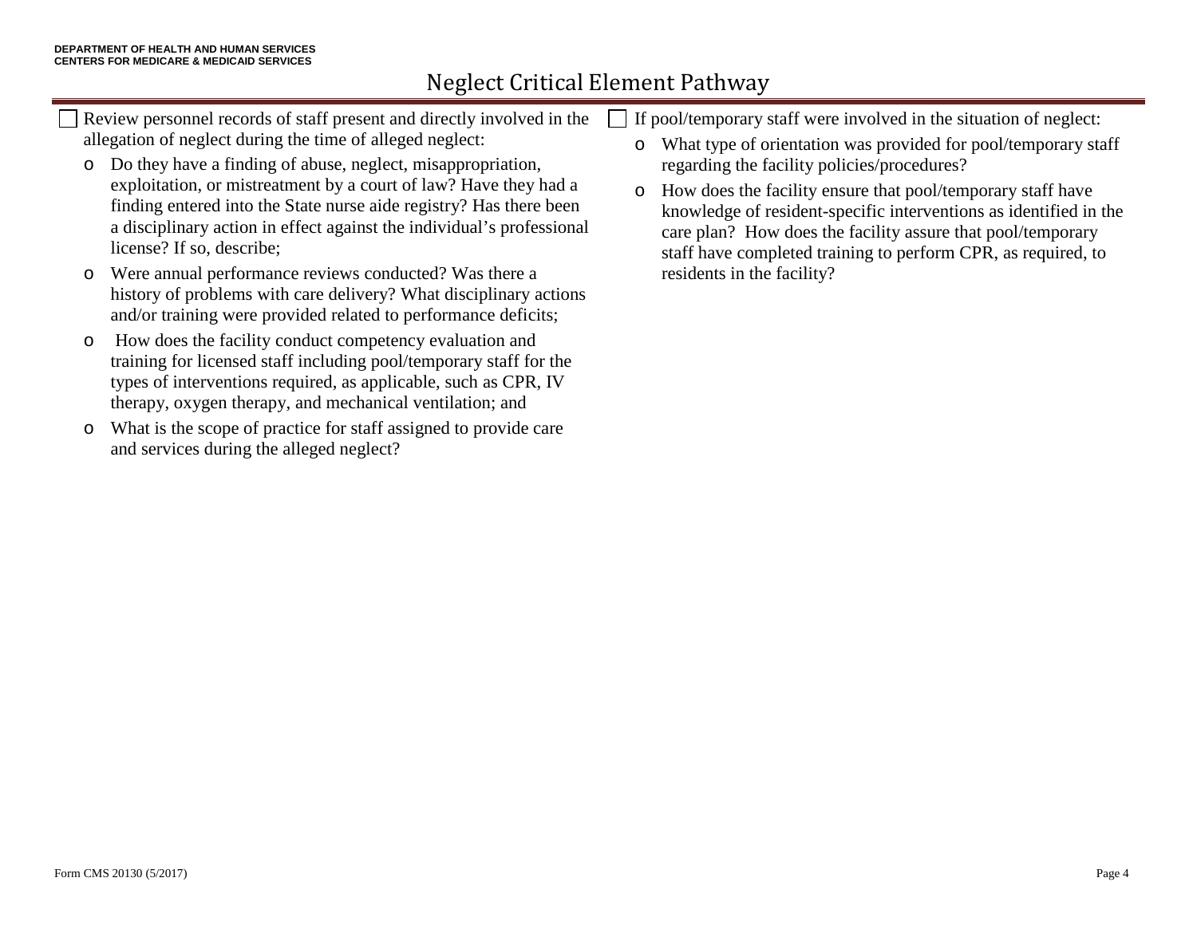- [ ] Review personnel records of staff present and directly involved in the allegation of neglect during the time of alleged neglect:
  - Do they have a finding of abuse, neglect, misappropriation, exploitation, or mistreatment by a court of law? Have they had a finding entered into the State nurse aide registry? Has there been a disciplinary action in effect against the individual's professional license? If so, describe;
  - Were annual performance reviews conducted? Was there a history of problems with care delivery? What disciplinary actions and/or training were provided related to performance deficits;
  - How does the facility conduct competency evaluation and training for licensed staff including pool/temporary staff for the types of interventions required, as applicable, such as CPR, IV therapy, oxygen therapy, and mechanical ventilation; and
  - What is the scope of practice for staff assigned to provide care and services during the alleged neglect?

- [ ] If pool/temporary staff were involved in the situation of neglect:
  - What type of orientation was provided for pool/temporary staff regarding the facility policies/procedures?
  - How does the facility ensure that pool/temporary staff have knowledge of resident-specific interventions as identified in the care plan? How does the facility assure that pool/temporary staff have completed training to perform CPR, as required, to residents in the facility?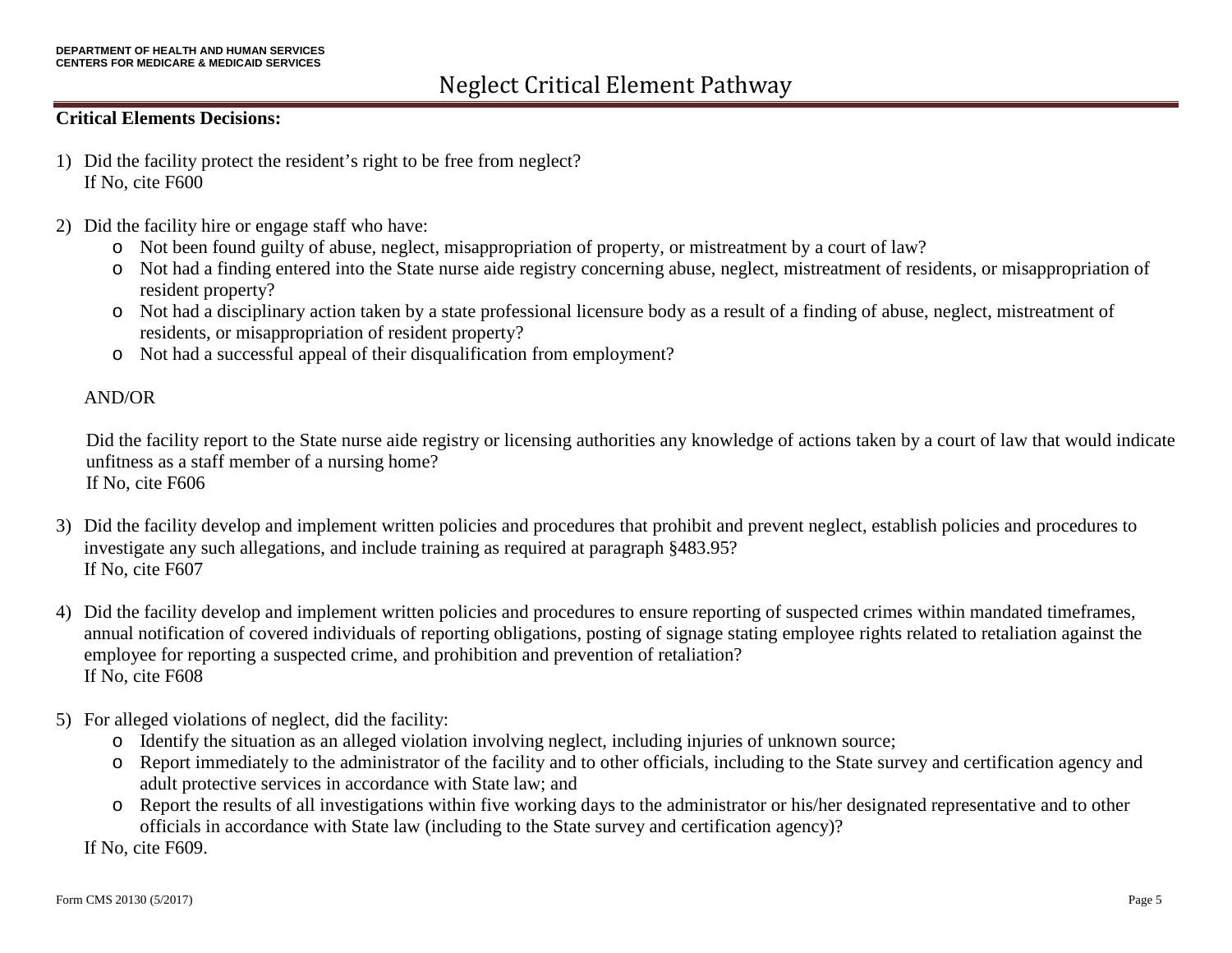# Neglect Critical Element Pathway

**Critical Elements Decisions:**

1) Did the facility protect the resident's right to be free from neglect?
   If No, cite F600

2) Did the facility hire or engage staff who have:
   - Not been found guilty of abuse, neglect, misappropriation of property, or mistreatment by a court of law?
   - Not had a finding entered into the State nurse aide registry concerning abuse, neglect, mistreatment of residents, or misappropriation of resident property?
   - Not had a disciplinary action taken by a state professional licensure body as a result of a finding of abuse, neglect, mistreatment of residents, or misappropriation of resident property?
   - Not had a successful appeal of their disqualification from employment?

   AND/OR

   Did the facility report to the State nurse aide registry or licensing authorities any knowledge of actions taken by a court of law that would indicate unfitness as a staff member of a nursing home?
   If No, cite F606

3) Did the facility develop and implement written policies and procedures that prohibit and prevent neglect, establish policies and procedures to investigate any such allegations, and include training as required at paragraph §483.95?
   If No, cite F607

4) Did the facility develop and implement written policies and procedures to ensure reporting of suspected crimes within mandated timeframes, annual notification of covered individuals of reporting obligations, posting of signage stating employee rights related to retaliation against the employee for reporting a suspected crime, and prohibition and prevention of retaliation?
   If No, cite F608

5) For alleged violations of neglect, did the facility:
   - Identify the situation as an alleged violation involving neglect, including injuries of unknown source;
   - Report immediately to the administrator of the facility and to other officials, including to the State survey and certification agency and adult protective services in accordance with State law; and
   - Report the results of all investigations within five working days to the administrator or his/her designated representative and to other officials in accordance with State law (including to the State survey and certification agency)?

   If No, cite F609.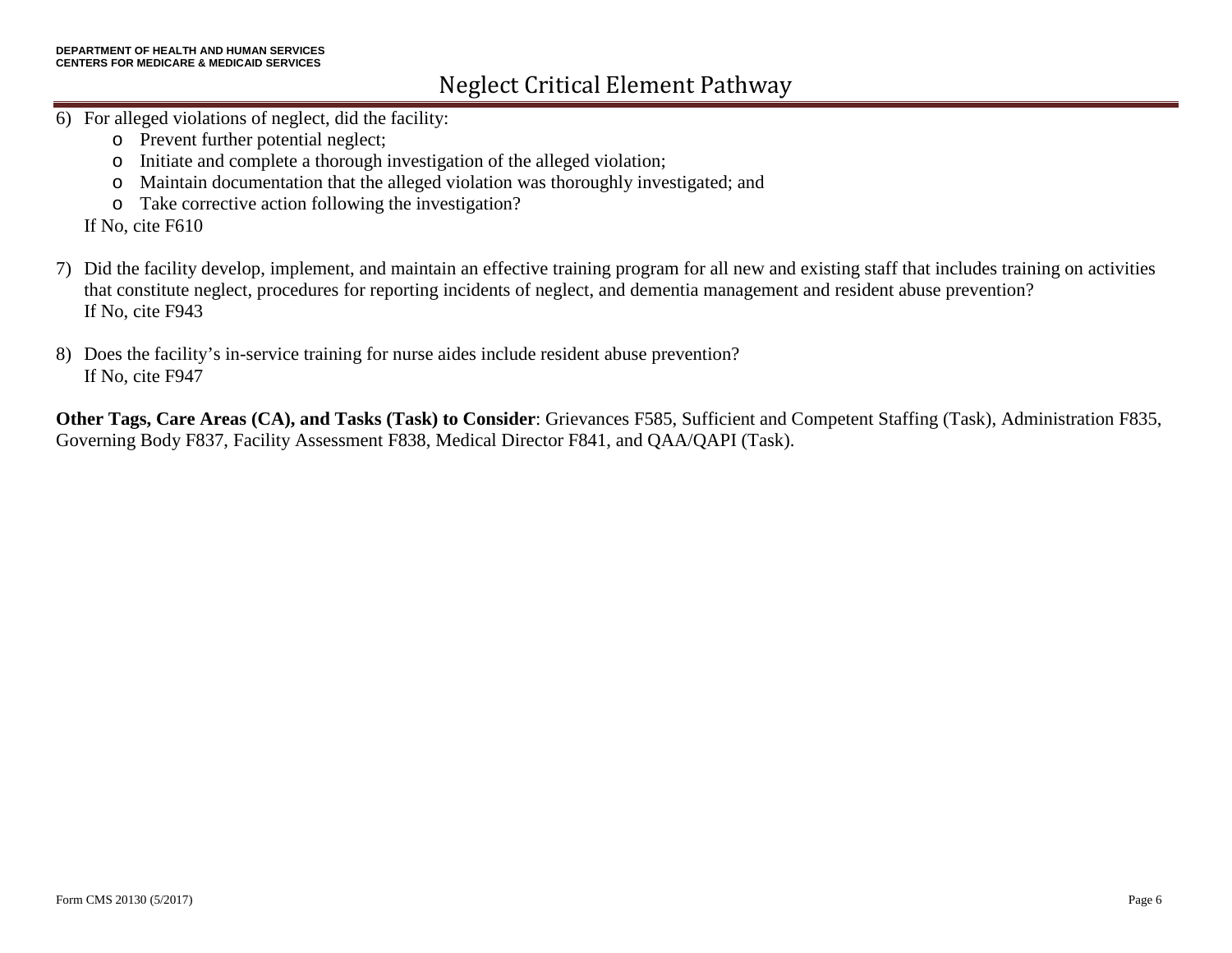6) For alleged violations of neglect, did the facility:
   - Prevent further potential neglect;
   - Initiate and complete a thorough investigation of the alleged violation;
   - Maintain documentation that the alleged violation was thoroughly investigated; and
   - Take corrective action following the investigation?

   If No, cite F610

7) Did the facility develop, implement, and maintain an effective training program for all new and existing staff that includes training on activities that constitute neglect, procedures for reporting incidents of neglect, and dementia management and resident abuse prevention?
   If No, cite F943

8) Does the facility's in-service training for nurse aides include resident abuse prevention?
   If No, cite F947

**Other Tags, Care Areas (CA), and Tasks (Task) to Consider**: Grievances F585, Sufficient and Competent Staffing (Task), Administration F835, Governing Body F837, Facility Assessment F838, Medical Director F841, and QAA/QAPI (Task).